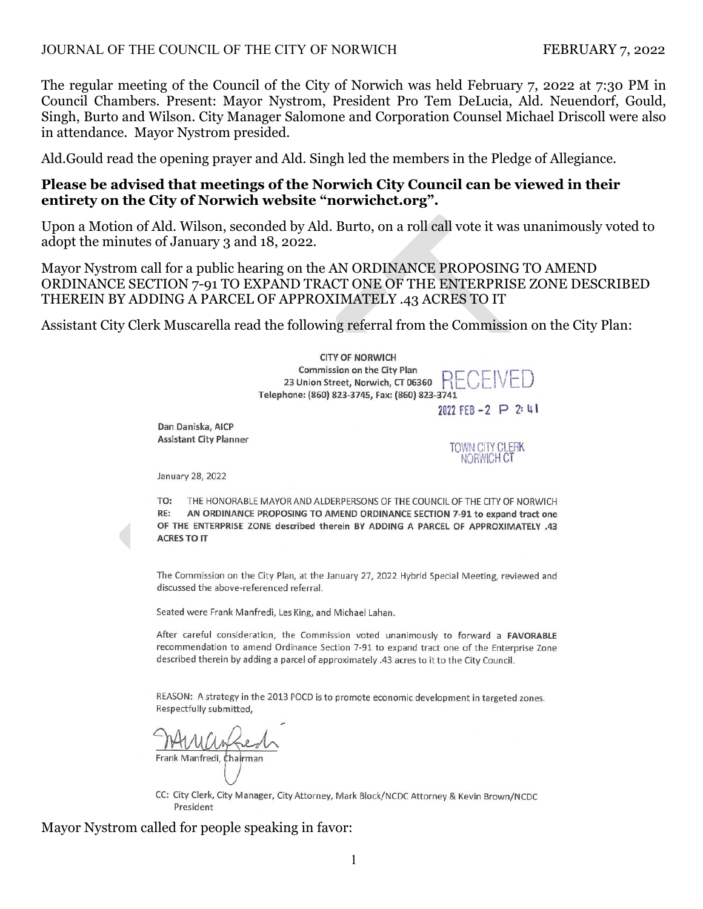The regular meeting of the Council of the City of Norwich was held February 7, 2022 at 7:30 PM in Council Chambers. Present: Mayor Nystrom, President Pro Tem DeLucia, Ald. Neuendorf, Gould, Singh, Burto and Wilson. City Manager Salomone and Corporation Counsel Michael Driscoll were also in attendance. Mayor Nystrom presided.

Ald.Gould read the opening prayer and Ald. Singh led the members in the Pledge of Allegiance.

**Please be advised that meetings of the Norwich City Council can be viewed in their entirety on the City of Norwich website "norwichct.org".**

Upon a Motion of Ald. Wilson, seconded by Ald. Burto, on a roll call vote it was unanimously voted to adopt the minutes of January 3 and 18, 2022.

Mayor Nystrom call for a public hearing on the AN ORDINANCE PROPOSING TO AMEND ORDINANCE SECTION 7-91 TO EXPAND TRACT ONE OF THE ENTERPRISE ZONE DESCRIBED THEREIN BY ADDING A PARCEL OF APPROXIMATELY .43 ACRES TO IT

Assistant City Clerk Muscarella read the following referral from the Commission on the City Plan:

CITY OF NORWICH
Commission on the City Plan
23 Union Street, Norwich, CT 06360
Telephone: (860) 823-3745, Fax: (860) 823-3741

RECEIVED
2022 FEB -2 P 2:41
TOWN CITY CLERK
NORWICH CT

Dan Daniska, AICP
Assistant City Planner

January 28, 2022

TO: THE HONORABLE MAYOR AND ALDERPERSONS OF THE COUNCIL OF THE CITY OF NORWICH
RE: **AN ORDINANCE PROPOSING TO AMEND ORDINANCE SECTION 7-91 to expand tract one OF THE ENTERPRISE ZONE described therein BY ADDING A PARCEL OF APPROXIMATELY .43 ACRES TO IT**

The Commission on the City Plan, at the January 27, 2022 Hybrid Special Meeting, reviewed and discussed the above-referenced referral.

Seated were Frank Manfredi, Les King, and Michael Lahan.

After careful consideration, the Commission voted unanimously to forward a **FAVORABLE** recommendation to amend Ordinance Section 7-91 to expand tract one of the Enterprise Zone described therein by adding a parcel of approximately .43 acres to it to the City Council.

REASON: A strategy in the 2013 POCD is to promote economic development in targeted zones.
Respectfully submitted,

Frank Manfredi, Chairman

CC: City Clerk, City Manager, City Attorney, Mark Block/NCDC Attorney & Kevin Brown/NCDC President

Mayor Nystrom called for people speaking in favor: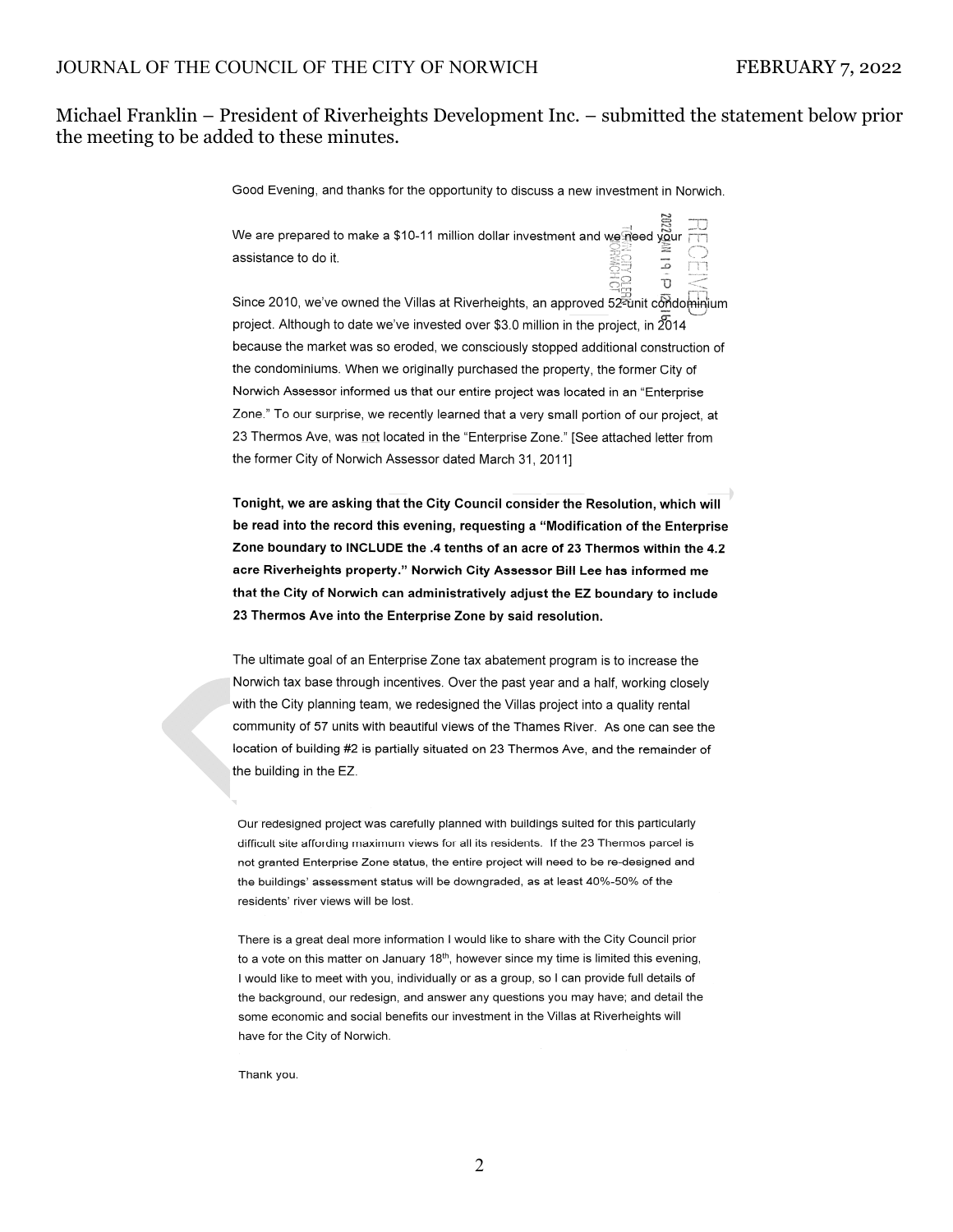Michael Franklin – President of Riverheights Development Inc. – submitted the statement below prior the meeting to be added to these minutes.

Good Evening, and thanks for the opportunity to discuss a new investment in Norwich.

We are prepared to make a $10-11 million dollar investment and we need your assistance to do it.

RECEIVED 2022 JAN 19 P 12:16 TOWN CITY CLERK NORWICH CT

Since 2010, we've owned the Villas at Riverheights, an approved 52-unit condominium project. Although to date we've invested over $3.0 million in the project, in 2014 because the market was so eroded, we consciously stopped additional construction of the condominiums. When we originally purchased the property, the former City of Norwich Assessor informed us that our entire project was located in an "Enterprise Zone." To our surprise, we recently learned that a very small portion of our project, at 23 Thermos Ave, was not located in the "Enterprise Zone." [See attached letter from the former City of Norwich Assessor dated March 31, 2011]

**Tonight, we are asking that the City Council consider the Resolution, which will be read into the record this evening, requesting a "Modification of the Enterprise Zone boundary to INCLUDE the .4 tenths of an acre of 23 Thermos within the 4.2 acre Riverheights property." Norwich City Assessor Bill Lee has informed me that the City of Norwich can administratively adjust the EZ boundary to include 23 Thermos Ave into the Enterprise Zone by said resolution.**

The ultimate goal of an Enterprise Zone tax abatement program is to increase the Norwich tax base through incentives. Over the past year and a half, working closely with the City planning team, we redesigned the Villas project into a quality rental community of 57 units with beautiful views of the Thames River. As one can see the location of building #2 is partially situated on 23 Thermos Ave, and the remainder of the building in the EZ.

Our redesigned project was carefully planned with buildings suited for this particularly difficult site affording maximum views for all its residents. If the 23 Thermos parcel is not granted Enterprise Zone status, the entire project will need to be re-designed and the buildings' assessment status will be downgraded, as at least 40%-50% of the residents' river views will be lost.

There is a great deal more information I would like to share with the City Council prior to a vote on this matter on January 18th, however since my time is limited this evening, I would like to meet with you, individually or as a group, so I can provide full details of the background, our redesign, and answer any questions you may have; and detail the some economic and social benefits our investment in the Villas at Riverheights will have for the City of Norwich.

Thank you.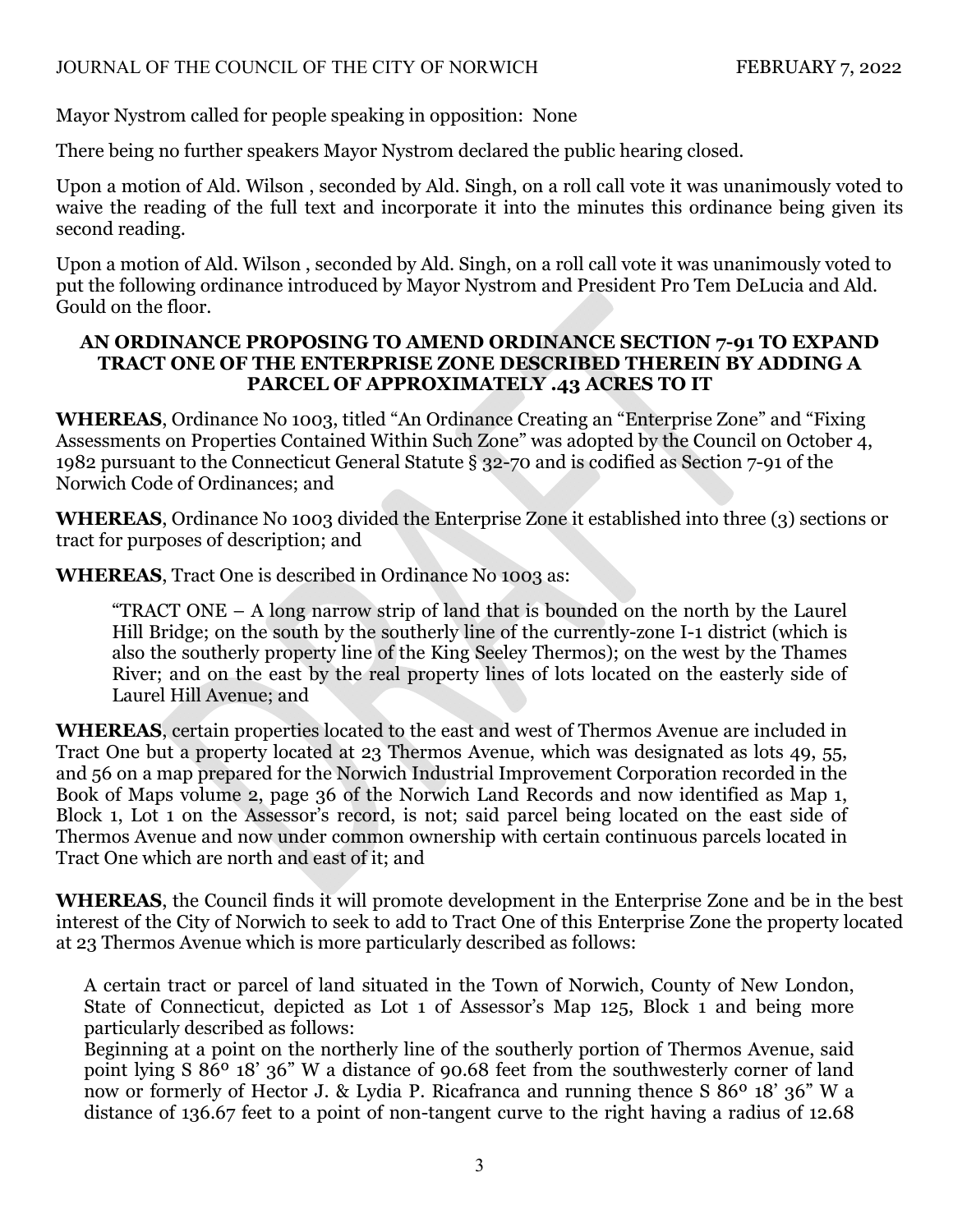Mayor Nystrom called for people speaking in opposition: None

There being no further speakers Mayor Nystrom declared the public hearing closed.

Upon a motion of Ald. Wilson , seconded by Ald. Singh, on a roll call vote it was unanimously voted to waive the reading of the full text and incorporate it into the minutes this ordinance being given its second reading.

Upon a motion of Ald. Wilson , seconded by Ald. Singh, on a roll call vote it was unanimously voted to put the following ordinance introduced by Mayor Nystrom and President Pro Tem DeLucia and Ald. Gould on the floor.

**AN ORDINANCE PROPOSING TO AMEND ORDINANCE SECTION 7-91 TO EXPAND TRACT ONE OF THE ENTERPRISE ZONE DESCRIBED THEREIN BY ADDING A PARCEL OF APPROXIMATELY .43 ACRES TO IT**

**WHEREAS**, Ordinance No 1003, titled "An Ordinance Creating an "Enterprise Zone" and "Fixing Assessments on Properties Contained Within Such Zone" was adopted by the Council on October 4, 1982 pursuant to the Connecticut General Statute § 32-70 and is codified as Section 7-91 of the Norwich Code of Ordinances; and

**WHEREAS**, Ordinance No 1003 divided the Enterprise Zone it established into three (3) sections or tract for purposes of description; and

**WHEREAS**, Tract One is described in Ordinance No 1003 as:

> "TRACT ONE – A long narrow strip of land that is bounded on the north by the Laurel Hill Bridge; on the south by the southerly line of the currently-zone I-1 district (which is also the southerly property line of the King Seeley Thermos); on the west by the Thames River; and on the east by the real property lines of lots located on the easterly side of Laurel Hill Avenue; and

**WHEREAS**, certain properties located to the east and west of Thermos Avenue are included in Tract One but a property located at 23 Thermos Avenue, which was designated as lots 49, 55, and 56 on a map prepared for the Norwich Industrial Improvement Corporation recorded in the Book of Maps volume 2, page 36 of the Norwich Land Records and now identified as Map 1, Block 1, Lot 1 on the Assessor's record, is not; said parcel being located on the east side of Thermos Avenue and now under common ownership with certain continuous parcels located in Tract One which are north and east of it; and

**WHEREAS**, the Council finds it will promote development in the Enterprise Zone and be in the best interest of the City of Norwich to seek to add to Tract One of this Enterprise Zone the property located at 23 Thermos Avenue which is more particularly described as follows:

> A certain tract or parcel of land situated in the Town of Norwich, County of New London, State of Connecticut, depicted as Lot 1 of Assessor's Map 125, Block 1 and being more particularly described as follows:
> Beginning at a point on the northerly line of the southerly portion of Thermos Avenue, said point lying S 86° 18' 36" W a distance of 90.68 feet from the southwesterly corner of land now or formerly of Hector J. & Lydia P. Ricafranca and running thence S 86° 18' 36" W a distance of 136.67 feet to a point of non-tangent curve to the right having a radius of 12.68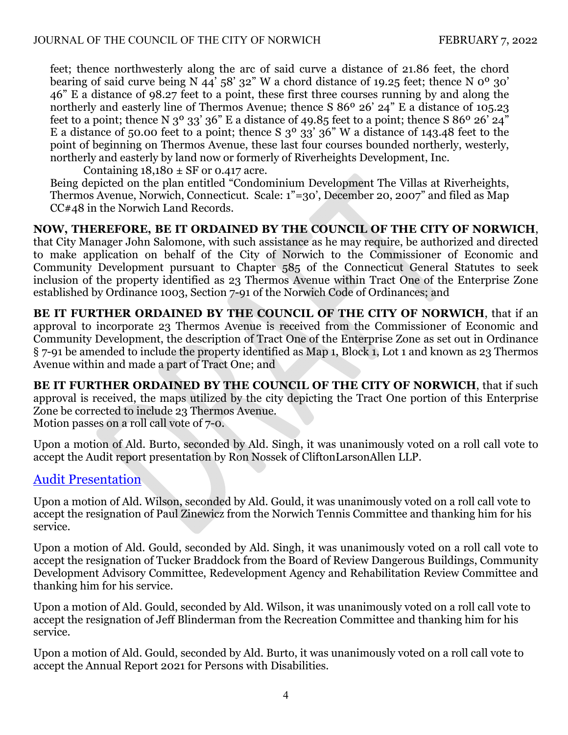feet; thence northwesterly along the arc of said curve a distance of 21.86 feet, the chord bearing of said curve being N 44' 58' 32" W a chord distance of 19.25 feet; thence N 0º 30' 46" E a distance of 98.27 feet to a point, these first three courses running by and along the northerly and easterly line of Thermos Avenue; thence S 86º 26' 24" E a distance of 105.23 feet to a point; thence N 3º 33' 36" E a distance of 49.85 feet to a point; thence S 86º 26' 24" E a distance of 50.00 feet to a point; thence S 3º 33' 36" W a distance of 143.48 feet to the point of beginning on Thermos Avenue, these last four courses bounded northerly, westerly, northerly and easterly by land now or formerly of Riverheights Development, Inc.

Containing 18,180 ± SF or 0.417 acre.

Being depicted on the plan entitled "Condominium Development The Villas at Riverheights, Thermos Avenue, Norwich, Connecticut. Scale: 1"=30', December 20, 2007" and filed as Map CC#48 in the Norwich Land Records.

**NOW, THEREFORE, BE IT ORDAINED BY THE COUNCIL OF THE CITY OF NORWICH**, that City Manager John Salomone, with such assistance as he may require, be authorized and directed to make application on behalf of the City of Norwich to the Commissioner of Economic and Community Development pursuant to Chapter 585 of the Connecticut General Statutes to seek inclusion of the property identified as 23 Thermos Avenue within Tract One of the Enterprise Zone established by Ordinance 1003, Section 7-91 of the Norwich Code of Ordinances; and

**BE IT FURTHER ORDAINED BY THE COUNCIL OF THE CITY OF NORWICH**, that if an approval to incorporate 23 Thermos Avenue is received from the Commissioner of Economic and Community Development, the description of Tract One of the Enterprise Zone as set out in Ordinance § 7-91 be amended to include the property identified as Map 1, Block 1, Lot 1 and known as 23 Thermos Avenue within and made a part of Tract One; and

**BE IT FURTHER ORDAINED BY THE COUNCIL OF THE CITY OF NORWICH**, that if such approval is received, the maps utilized by the city depicting the Tract One portion of this Enterprise Zone be corrected to include 23 Thermos Avenue.
Motion passes on a roll call vote of 7-0.

Upon a motion of Ald. Burto, seconded by Ald. Singh, it was unanimously voted on a roll call vote to accept the Audit report presentation by Ron Nossek of CliftonLarsonAllen LLP.

Audit Presentation

Upon a motion of Ald. Wilson, seconded by Ald. Gould, it was unanimously voted on a roll call vote to accept the resignation of Paul Zinewicz from the Norwich Tennis Committee and thanking him for his service.

Upon a motion of Ald. Gould, seconded by Ald. Singh, it was unanimously voted on a roll call vote to accept the resignation of Tucker Braddock from the Board of Review Dangerous Buildings, Community Development Advisory Committee, Redevelopment Agency and Rehabilitation Review Committee and thanking him for his service.

Upon a motion of Ald. Gould, seconded by Ald. Wilson, it was unanimously voted on a roll call vote to accept the resignation of Jeff Blinderman from the Recreation Committee and thanking him for his service.

Upon a motion of Ald. Gould, seconded by Ald. Burto, it was unanimously voted on a roll call vote to accept the Annual Report 2021 for Persons with Disabilities.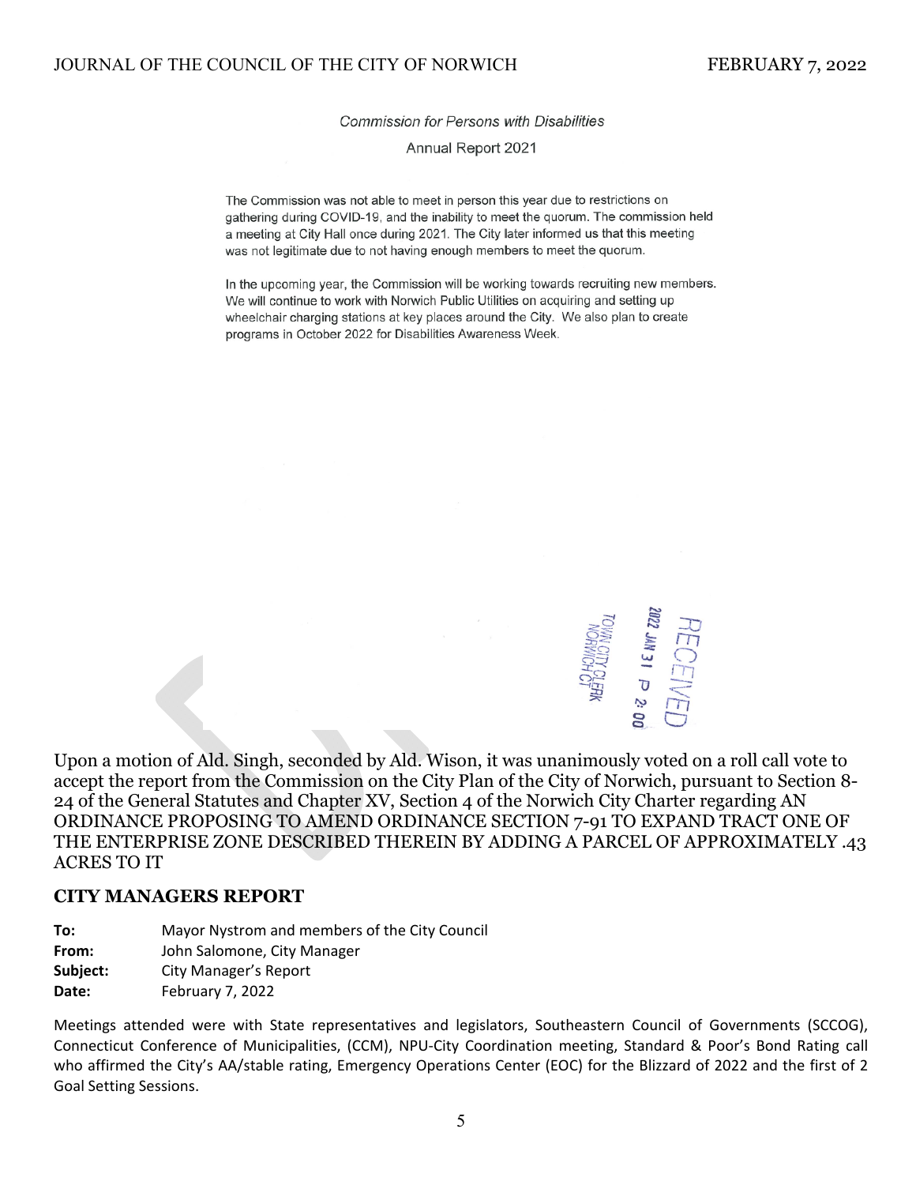*Commission for Persons with Disabilities*

Annual Report 2021

The Commission was not able to meet in person this year due to restrictions on gathering during COVID-19, and the inability to meet the quorum. The commission held a meeting at City Hall once during 2021. The City later informed us that this meeting was not legitimate due to not having enough members to meet the quorum.

In the upcoming year, the Commission will be working towards recruiting new members. We will continue to work with Norwich Public Utilities on acquiring and setting up wheelchair charging stations at key places around the City. We also plan to create programs in October 2022 for Disabilities Awareness Week.

RECEIVED
2022 JAN 31 P 2:00
TOWN CITY CLERK
NORWICH CT

Upon a motion of Ald. Singh, seconded by Ald. Wison, it was unanimously voted on a roll call vote to accept the report from the Commission on the City Plan of the City of Norwich, pursuant to Section 8-24 of the General Statutes and Chapter XV, Section 4 of the Norwich City Charter regarding AN ORDINANCE PROPOSING TO AMEND ORDINANCE SECTION 7-91 TO EXPAND TRACT ONE OF THE ENTERPRISE ZONE DESCRIBED THEREIN BY ADDING A PARCEL OF APPROXIMATELY .43 ACRES TO IT

## CITY MANAGERS REPORT

**To:** Mayor Nystrom and members of the City Council
**From:** John Salomone, City Manager
**Subject:** City Manager's Report
**Date:** February 7, 2022

Meetings attended were with State representatives and legislators, Southeastern Council of Governments (SCCOG), Connecticut Conference of Municipalities, (CCM), NPU-City Coordination meeting, Standard & Poor's Bond Rating call who affirmed the City's AA/stable rating, Emergency Operations Center (EOC) for the Blizzard of 2022 and the first of 2 Goal Setting Sessions.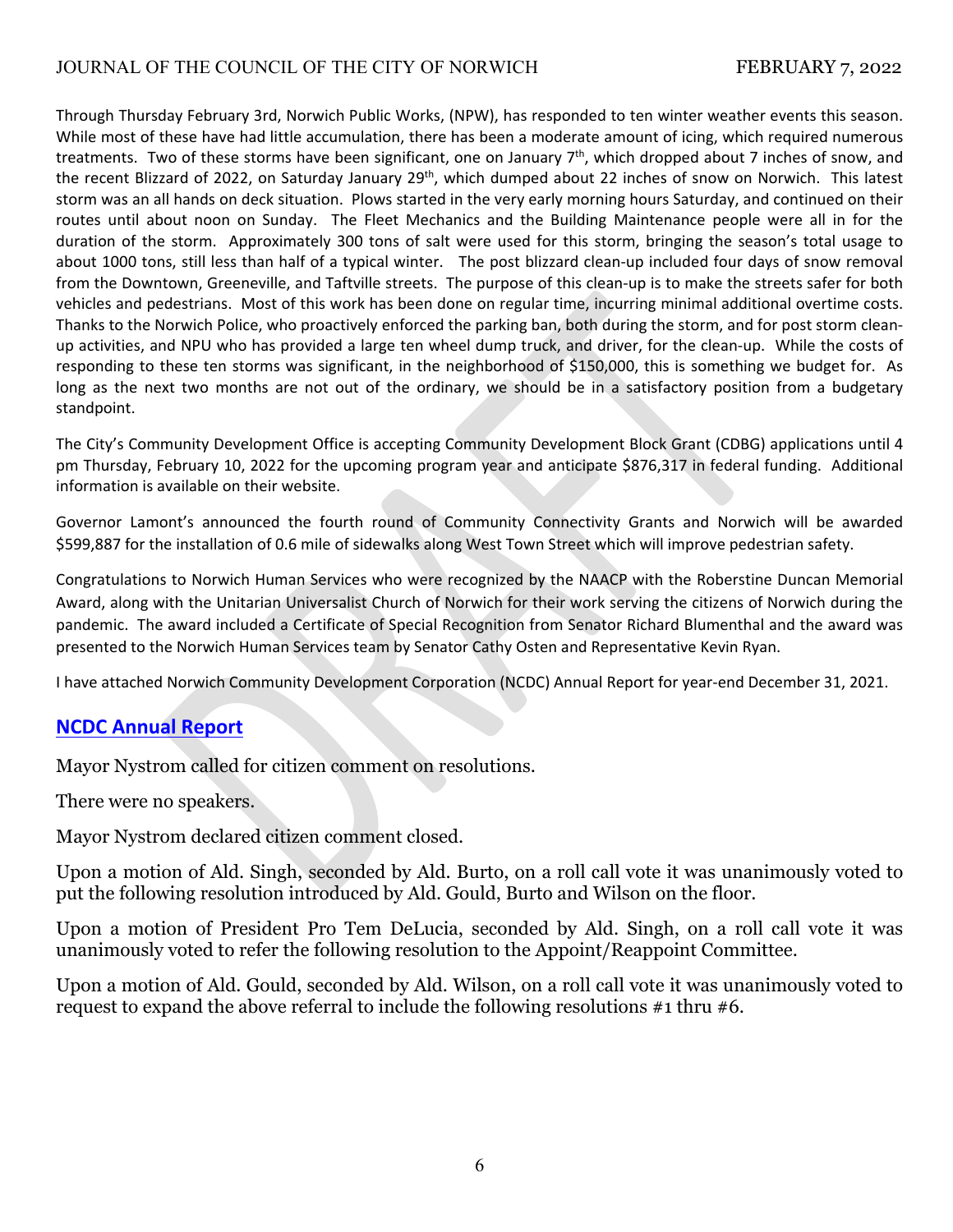Through Thursday February 3rd, Norwich Public Works, (NPW), has responded to ten winter weather events this season. While most of these have had little accumulation, there has been a moderate amount of icing, which required numerous treatments. Two of these storms have been significant, one on January 7th, which dropped about 7 inches of snow, and the recent Blizzard of 2022, on Saturday January 29th, which dumped about 22 inches of snow on Norwich. This latest storm was an all hands on deck situation. Plows started in the very early morning hours Saturday, and continued on their routes until about noon on Sunday. The Fleet Mechanics and the Building Maintenance people were all in for the duration of the storm. Approximately 300 tons of salt were used for this storm, bringing the season's total usage to about 1000 tons, still less than half of a typical winter. The post blizzard clean-up included four days of snow removal from the Downtown, Greeneville, and Taftville streets. The purpose of this clean-up is to make the streets safer for both vehicles and pedestrians. Most of this work has been done on regular time, incurring minimal additional overtime costs. Thanks to the Norwich Police, who proactively enforced the parking ban, both during the storm, and for post storm clean-up activities, and NPU who has provided a large ten wheel dump truck, and driver, for the clean-up. While the costs of responding to these ten storms was significant, in the neighborhood of $150,000, this is something we budget for. As long as the next two months are not out of the ordinary, we should be in a satisfactory position from a budgetary standpoint.

The City's Community Development Office is accepting Community Development Block Grant (CDBG) applications until 4 pm Thursday, February 10, 2022 for the upcoming program year and anticipate $876,317 in federal funding. Additional information is available on their website.

Governor Lamont's announced the fourth round of Community Connectivity Grants and Norwich will be awarded $599,887 for the installation of 0.6 mile of sidewalks along West Town Street which will improve pedestrian safety.

Congratulations to Norwich Human Services who were recognized by the NAACP with the Roberstine Duncan Memorial Award, along with the Unitarian Universalist Church of Norwich for their work serving the citizens of Norwich during the pandemic. The award included a Certificate of Special Recognition from Senator Richard Blumenthal and the award was presented to the Norwich Human Services team by Senator Cathy Osten and Representative Kevin Ryan.

I have attached Norwich Community Development Corporation (NCDC) Annual Report for year-end December 31, 2021.

**NCDC Annual Report**

Mayor Nystrom called for citizen comment on resolutions.

There were no speakers.

Mayor Nystrom declared citizen comment closed.

Upon a motion of Ald. Singh, seconded by Ald. Burto, on a roll call vote it was unanimously voted to put the following resolution introduced by Ald. Gould, Burto and Wilson on the floor.

Upon a motion of President Pro Tem DeLucia, seconded by Ald. Singh, on a roll call vote it was unanimously voted to refer the following resolution to the Appoint/Reappoint Committee.

Upon a motion of Ald. Gould, seconded by Ald. Wilson, on a roll call vote it was unanimously voted to request to expand the above referral to include the following resolutions #1 thru #6.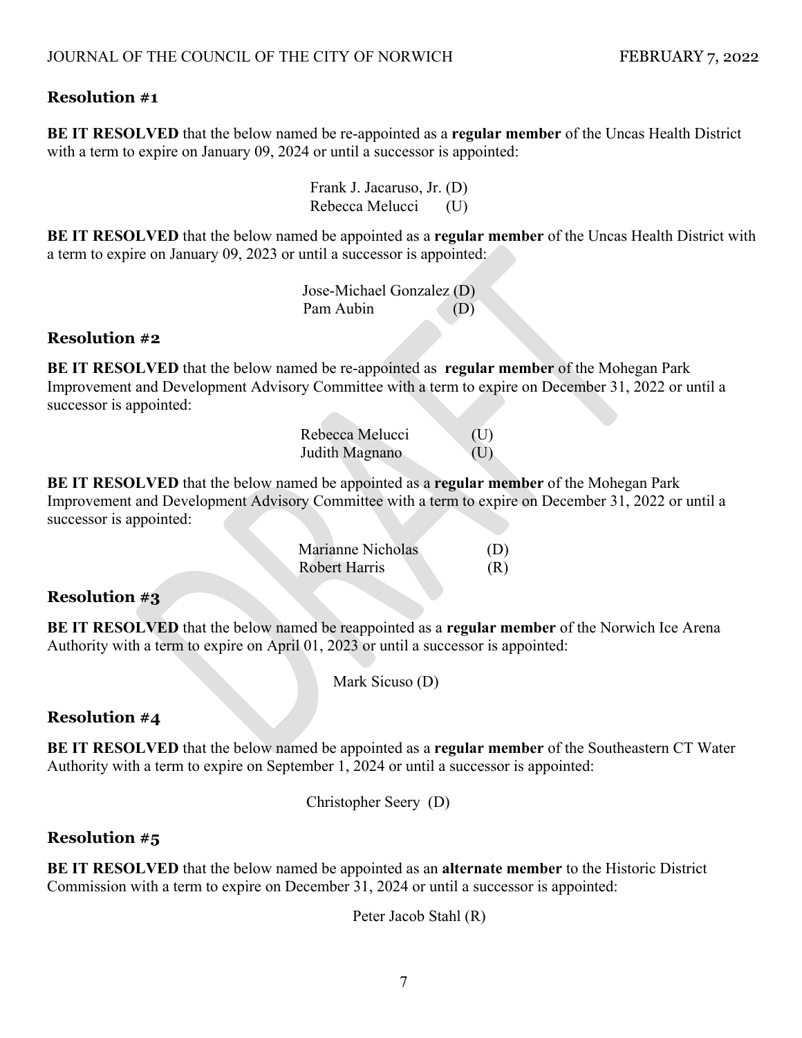### Resolution #1

**BE IT RESOLVED** that the below named be re-appointed as a **regular member** of the Uncas Health District with a term to expire on January 09, 2024 or until a successor is appointed:

Frank J. Jacaruso, Jr. (D)
Rebecca Melucci (U)

**BE IT RESOLVED** that the below named be appointed as a **regular member** of the Uncas Health District with a term to expire on January 09, 2023 or until a successor is appointed:

Jose-Michael Gonzalez (D)
Pam Aubin (D)

### Resolution #2

**BE IT RESOLVED** that the below named be re-appointed as **regular member** of the Mohegan Park Improvement and Development Advisory Committee with a term to expire on December 31, 2022 or until a successor is appointed:

Rebecca Melucci (U)
Judith Magnano (U)

**BE IT RESOLVED** that the below named be appointed as a **regular member** of the Mohegan Park Improvement and Development Advisory Committee with a term to expire on December 31, 2022 or until a successor is appointed:

Marianne Nicholas (D)
Robert Harris (R)

### Resolution #3

**BE IT RESOLVED** that the below named be reappointed as a **regular member** of the Norwich Ice Arena Authority with a term to expire on April 01, 2023 or until a successor is appointed:

Mark Sicuso (D)

### Resolution #4

**BE IT RESOLVED** that the below named be appointed as a **regular member** of the Southeastern CT Water Authority with a term to expire on September 1, 2024 or until a successor is appointed:

Christopher Seery (D)

### Resolution #5

**BE IT RESOLVED** that the below named be appointed as an **alternate member** to the Historic District Commission with a term to expire on December 31, 2024 or until a successor is appointed:

Peter Jacob Stahl (R)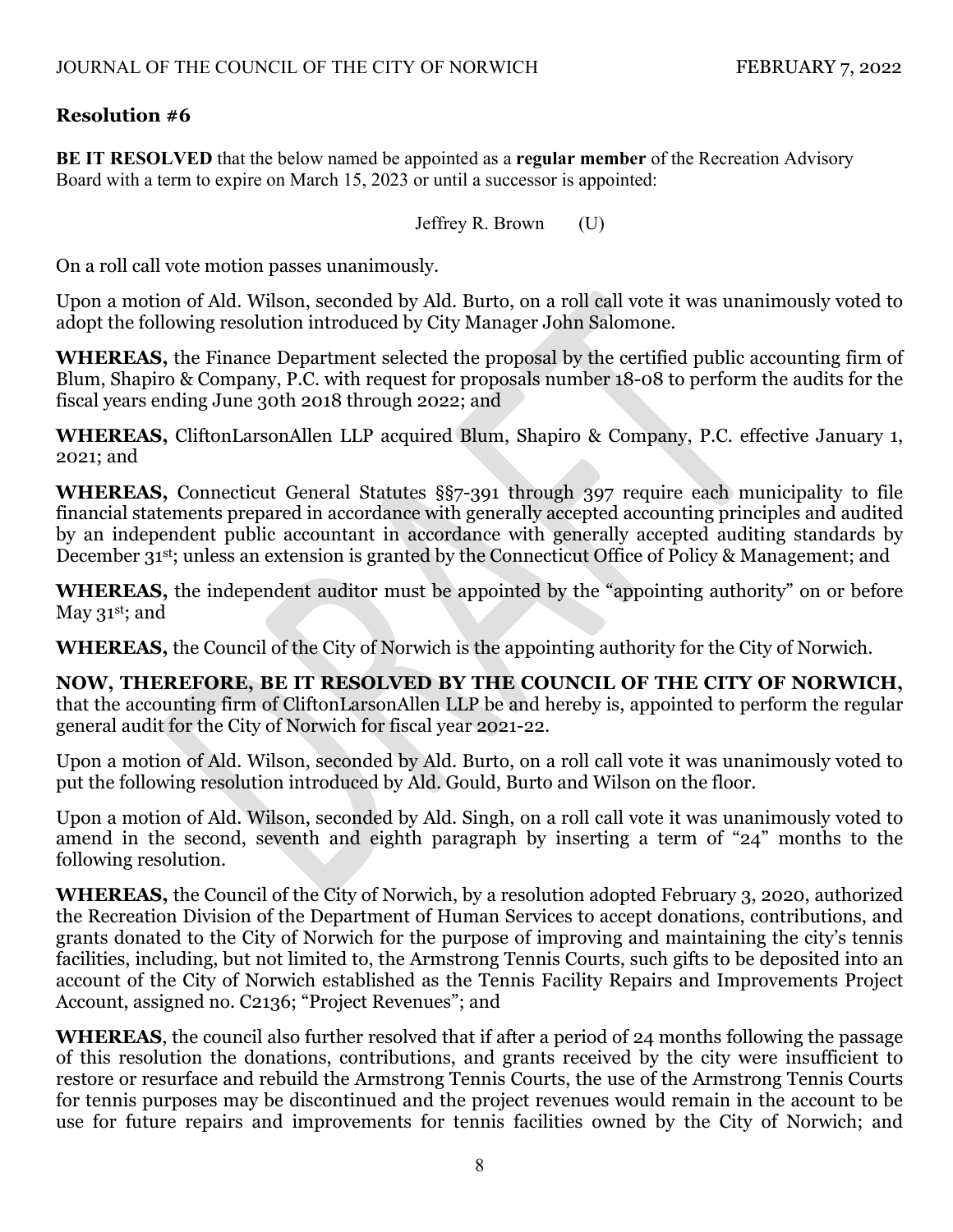**Resolution #6**

**BE IT RESOLVED** that the below named be appointed as a **regular member** of the Recreation Advisory Board with a term to expire on March 15, 2023 or until a successor is appointed:

Jeffrey R. Brown (U)

On a roll call vote motion passes unanimously.

Upon a motion of Ald. Wilson, seconded by Ald. Burto, on a roll call vote it was unanimously voted to adopt the following resolution introduced by City Manager John Salomone.

**WHEREAS,** the Finance Department selected the proposal by the certified public accounting firm of Blum, Shapiro & Company, P.C. with request for proposals number 18-08 to perform the audits for the fiscal years ending June 30th 2018 through 2022; and

**WHEREAS,** CliftonLarsonAllen LLP acquired Blum, Shapiro & Company, P.C. effective January 1, 2021; and

**WHEREAS,** Connecticut General Statutes §§7-391 through 397 require each municipality to file financial statements prepared in accordance with generally accepted accounting principles and audited by an independent public accountant in accordance with generally accepted auditing standards by December 31st; unless an extension is granted by the Connecticut Office of Policy & Management; and

**WHEREAS,** the independent auditor must be appointed by the "appointing authority" on or before May 31st; and

**WHEREAS,** the Council of the City of Norwich is the appointing authority for the City of Norwich.

**NOW, THEREFORE, BE IT RESOLVED BY THE COUNCIL OF THE CITY OF NORWICH,** that the accounting firm of CliftonLarsonAllen LLP be and hereby is, appointed to perform the regular general audit for the City of Norwich for fiscal year 2021-22.

Upon a motion of Ald. Wilson, seconded by Ald. Burto, on a roll call vote it was unanimously voted to put the following resolution introduced by Ald. Gould, Burto and Wilson on the floor.

Upon a motion of Ald. Wilson, seconded by Ald. Singh, on a roll call vote it was unanimously voted to amend in the second, seventh and eighth paragraph by inserting a term of "24" months to the following resolution.

**WHEREAS,** the Council of the City of Norwich, by a resolution adopted February 3, 2020, authorized the Recreation Division of the Department of Human Services to accept donations, contributions, and grants donated to the City of Norwich for the purpose of improving and maintaining the city's tennis facilities, including, but not limited to, the Armstrong Tennis Courts, such gifts to be deposited into an account of the City of Norwich established as the Tennis Facility Repairs and Improvements Project Account, assigned no. C2136; "Project Revenues"; and

**WHEREAS**, the council also further resolved that if after a period of 24 months following the passage of this resolution the donations, contributions, and grants received by the city were insufficient to restore or resurface and rebuild the Armstrong Tennis Courts, the use of the Armstrong Tennis Courts for tennis purposes may be discontinued and the project revenues would remain in the account to be use for future repairs and improvements for tennis facilities owned by the City of Norwich; and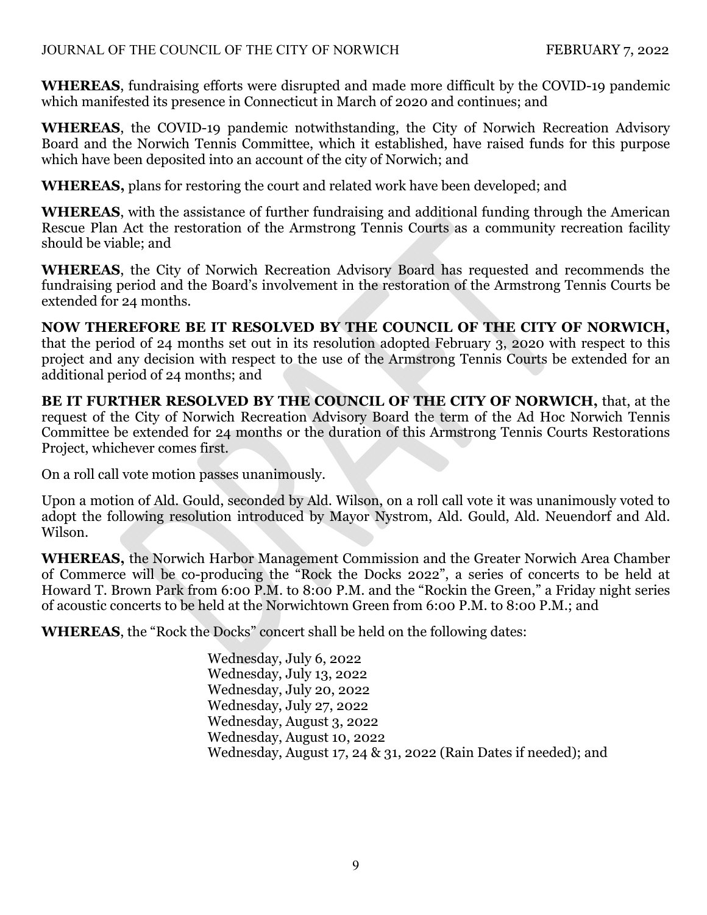**WHEREAS**, fundraising efforts were disrupted and made more difficult by the COVID-19 pandemic which manifested its presence in Connecticut in March of 2020 and continues; and

**WHEREAS**, the COVID-19 pandemic notwithstanding, the City of Norwich Recreation Advisory Board and the Norwich Tennis Committee, which it established, have raised funds for this purpose which have been deposited into an account of the city of Norwich; and

**WHEREAS,** plans for restoring the court and related work have been developed; and

**WHEREAS**, with the assistance of further fundraising and additional funding through the American Rescue Plan Act the restoration of the Armstrong Tennis Courts as a community recreation facility should be viable; and

**WHEREAS**, the City of Norwich Recreation Advisory Board has requested and recommends the fundraising period and the Board's involvement in the restoration of the Armstrong Tennis Courts be extended for 24 months.

**NOW THEREFORE BE IT RESOLVED BY THE COUNCIL OF THE CITY OF NORWICH,** that the period of 24 months set out in its resolution adopted February 3, 2020 with respect to this project and any decision with respect to the use of the Armstrong Tennis Courts be extended for an additional period of 24 months; and

**BE IT FURTHER RESOLVED BY THE COUNCIL OF THE CITY OF NORWICH,** that, at the request of the City of Norwich Recreation Advisory Board the term of the Ad Hoc Norwich Tennis Committee be extended for 24 months or the duration of this Armstrong Tennis Courts Restorations Project, whichever comes first.

On a roll call vote motion passes unanimously.

Upon a motion of Ald. Gould, seconded by Ald. Wilson, on a roll call vote it was unanimously voted to adopt the following resolution introduced by Mayor Nystrom, Ald. Gould, Ald. Neuendorf and Ald. Wilson.

**WHEREAS,** the Norwich Harbor Management Commission and the Greater Norwich Area Chamber of Commerce will be co-producing the "Rock the Docks 2022", a series of concerts to be held at Howard T. Brown Park from 6:00 P.M. to 8:00 P.M. and the "Rockin the Green," a Friday night series of acoustic concerts to be held at the Norwichtown Green from 6:00 P.M. to 8:00 P.M.; and

**WHEREAS**, the "Rock the Docks" concert shall be held on the following dates:

Wednesday, July 6, 2022
Wednesday, July 13, 2022
Wednesday, July 20, 2022
Wednesday, July 27, 2022
Wednesday, August 3, 2022
Wednesday, August 10, 2022
Wednesday, August 17, 24 & 31, 2022 (Rain Dates if needed); and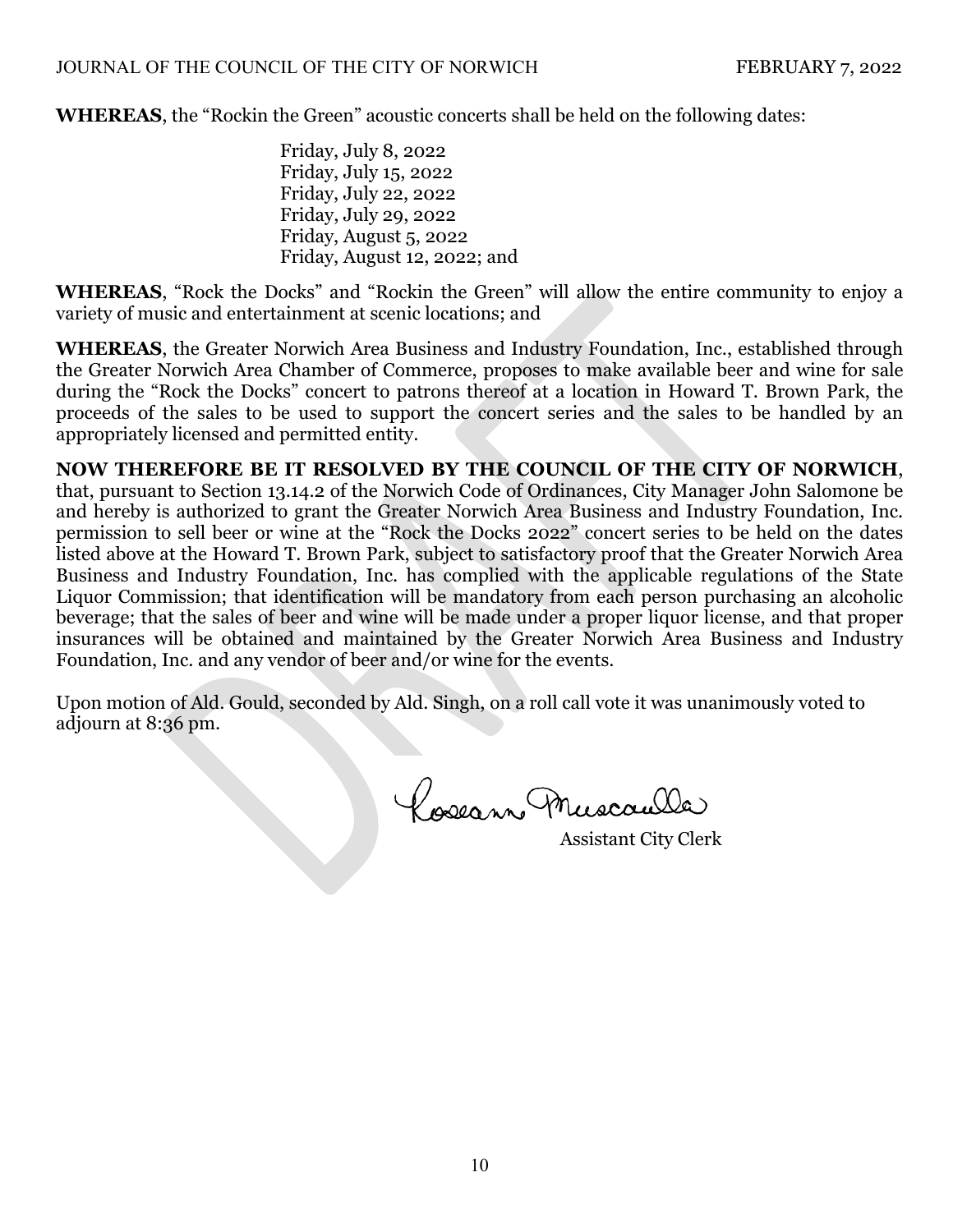**WHEREAS**, the "Rockin the Green" acoustic concerts shall be held on the following dates:

Friday, July 8, 2022
Friday, July 15, 2022
Friday, July 22, 2022
Friday, July 29, 2022
Friday, August 5, 2022
Friday, August 12, 2022; and

**WHEREAS**, "Rock the Docks" and "Rockin the Green" will allow the entire community to enjoy a variety of music and entertainment at scenic locations; and

**WHEREAS**, the Greater Norwich Area Business and Industry Foundation, Inc., established through the Greater Norwich Area Chamber of Commerce, proposes to make available beer and wine for sale during the "Rock the Docks" concert to patrons thereof at a location in Howard T. Brown Park, the proceeds of the sales to be used to support the concert series and the sales to be handled by an appropriately licensed and permitted entity.

**NOW THEREFORE BE IT RESOLVED BY THE COUNCIL OF THE CITY OF NORWICH**, that, pursuant to Section 13.14.2 of the Norwich Code of Ordinances, City Manager John Salomone be and hereby is authorized to grant the Greater Norwich Area Business and Industry Foundation, Inc. permission to sell beer or wine at the "Rock the Docks 2022" concert series to be held on the dates listed above at the Howard T. Brown Park, subject to satisfactory proof that the Greater Norwich Area Business and Industry Foundation, Inc. has complied with the applicable regulations of the State Liquor Commission; that identification will be mandatory from each person purchasing an alcoholic beverage; that the sales of beer and wine will be made under a proper liquor license, and that proper insurances will be obtained and maintained by the Greater Norwich Area Business and Industry Foundation, Inc. and any vendor of beer and/or wine for the events.

Upon motion of Ald. Gould, seconded by Ald. Singh, on a roll call vote it was unanimously voted to adjourn at 8:36 pm.

Roseann Muscarella

Assistant City Clerk